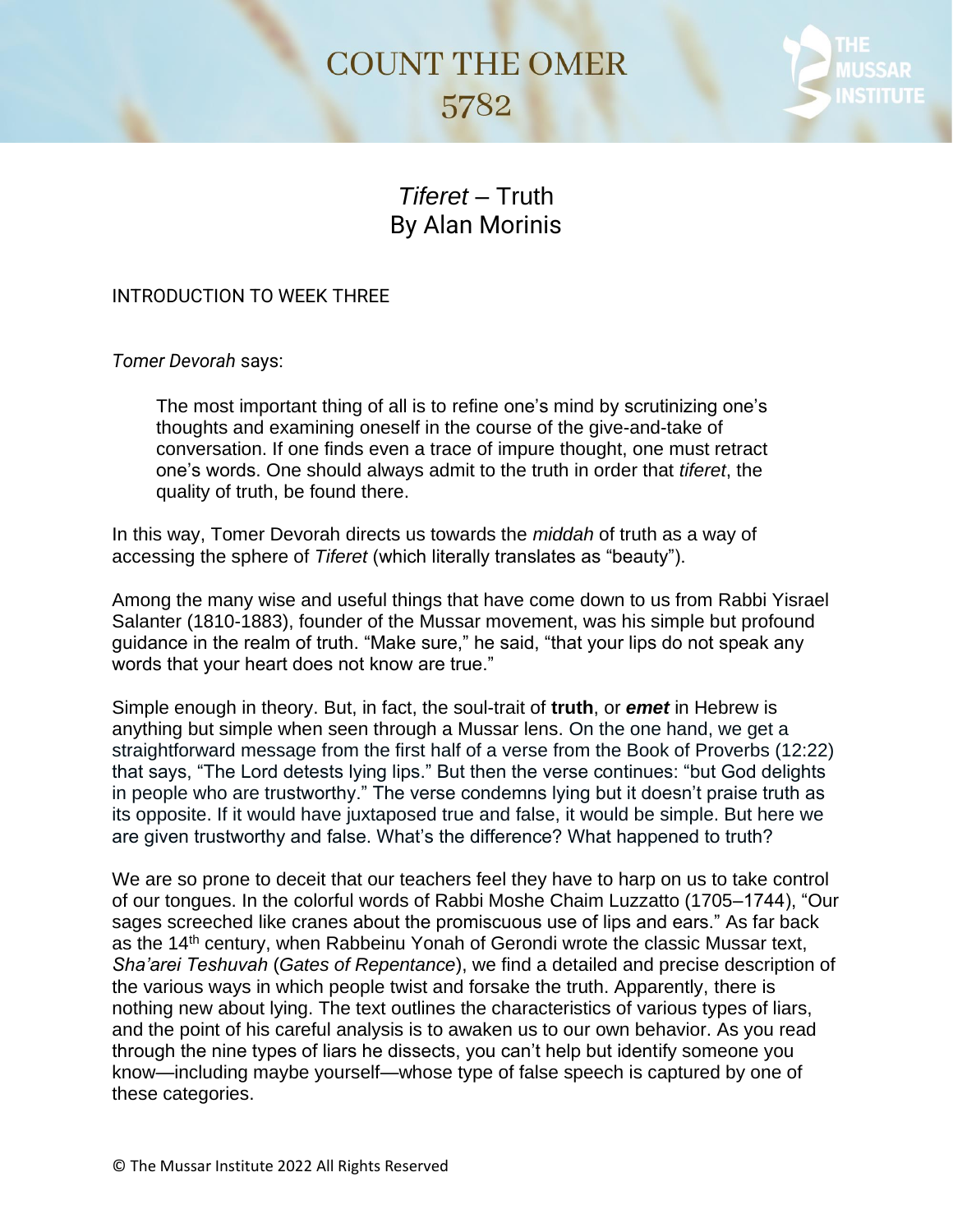# COUNT THE OMER
## 5782

## *Tiferet* – Truth
By Alan Morinis

INTRODUCTION TO WEEK THREE

*Tomer Devorah* says:

> The most important thing of all is to refine one's mind by scrutinizing one's thoughts and examining oneself in the course of the give-and-take of conversation. If one finds even a trace of impure thought, one must retract one's words. One should always admit to the truth in order that *tiferet*, the quality of truth, be found there.

In this way, Tomer Devorah directs us towards the *middah* of truth as a way of accessing the sphere of *Tiferet* (which literally translates as "beauty").

Among the many wise and useful things that have come down to us from Rabbi Yisrael Salanter (1810-1883), founder of the Mussar movement, was his simple but profound guidance in the realm of truth. "Make sure," he said, "that your lips do not speak any words that your heart does not know are true."

Simple enough in theory. But, in fact, the soul-trait of **truth**, or ***emet*** in Hebrew is anything but simple when seen through a Mussar lens. On the one hand, we get a straightforward message from the first half of a verse from the Book of Proverbs (12:22) that says, "The Lord detests lying lips." But then the verse continues: "but God delights in people who are trustworthy." The verse condemns lying but it doesn't praise truth as its opposite. If it would have juxtaposed true and false, it would be simple. But here we are given trustworthy and false. What's the difference? What happened to truth?

We are so prone to deceit that our teachers feel they have to harp on us to take control of our tongues. In the colorful words of Rabbi Moshe Chaim Luzzatto (1705–1744), "Our sages screeched like cranes about the promiscuous use of lips and ears." As far back as the 14th century, when Rabbeinu Yonah of Gerondi wrote the classic Mussar text, *Sha'arei Teshuvah* (*Gates of Repentance*), we find a detailed and precise description of the various ways in which people twist and forsake the truth. Apparently, there is nothing new about lying. The text outlines the characteristics of various types of liars, and the point of his careful analysis is to awaken us to our own behavior. As you read through the nine types of liars he dissects, you can't help but identify someone you know—including maybe yourself—whose type of false speech is captured by one of these categories.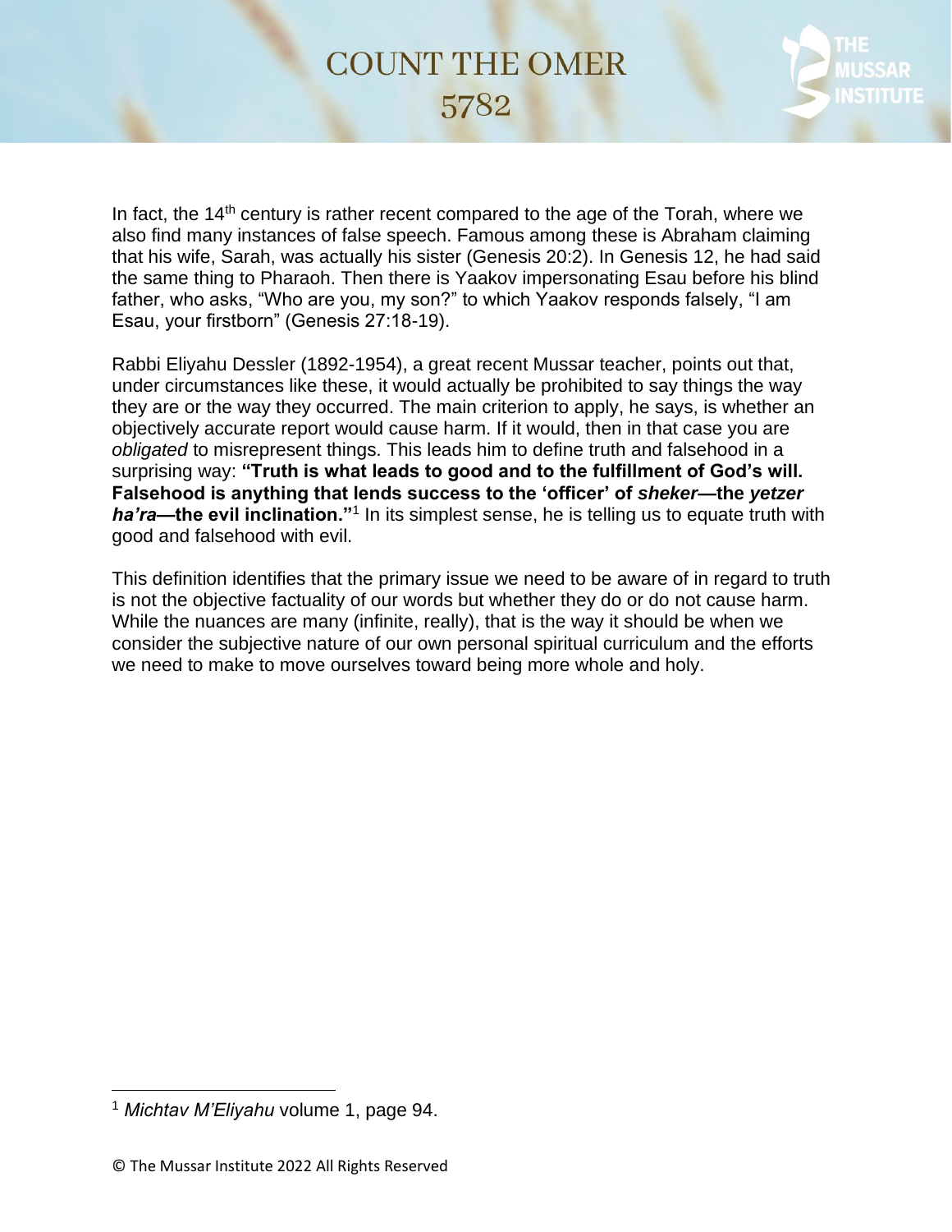In fact, the 14th century is rather recent compared to the age of the Torah, where we also find many instances of false speech. Famous among these is Abraham claiming that his wife, Sarah, was actually his sister (Genesis 20:2). In Genesis 12, he had said the same thing to Pharaoh. Then there is Yaakov impersonating Esau before his blind father, who asks, "Who are you, my son?" to which Yaakov responds falsely, "I am Esau, your firstborn" (Genesis 27:18-19).

Rabbi Eliyahu Dessler (1892-1954), a great recent Mussar teacher, points out that, under circumstances like these, it would actually be prohibited to say things the way they are or the way they occurred. The main criterion to apply, he says, is whether an objectively accurate report would cause harm. If it would, then in that case you are *obligated* to misrepresent things. This leads him to define truth and falsehood in a surprising way: **"Truth is what leads to good and to the fulfillment of God's will. Falsehood is anything that lends success to the 'officer' of *sheker*—the *yetzer ha'ra*—the evil inclination."**[1] In its simplest sense, he is telling us to equate truth with good and falsehood with evil.

This definition identifies that the primary issue we need to be aware of in regard to truth is not the objective factuality of our words but whether they do or do not cause harm. While the nuances are many (infinite, really), that is the way it should be when we consider the subjective nature of our own personal spiritual curriculum and the efforts we need to make to move ourselves toward being more whole and holy.

[1] *Michtav M'Eliyahu* volume 1, page 94.